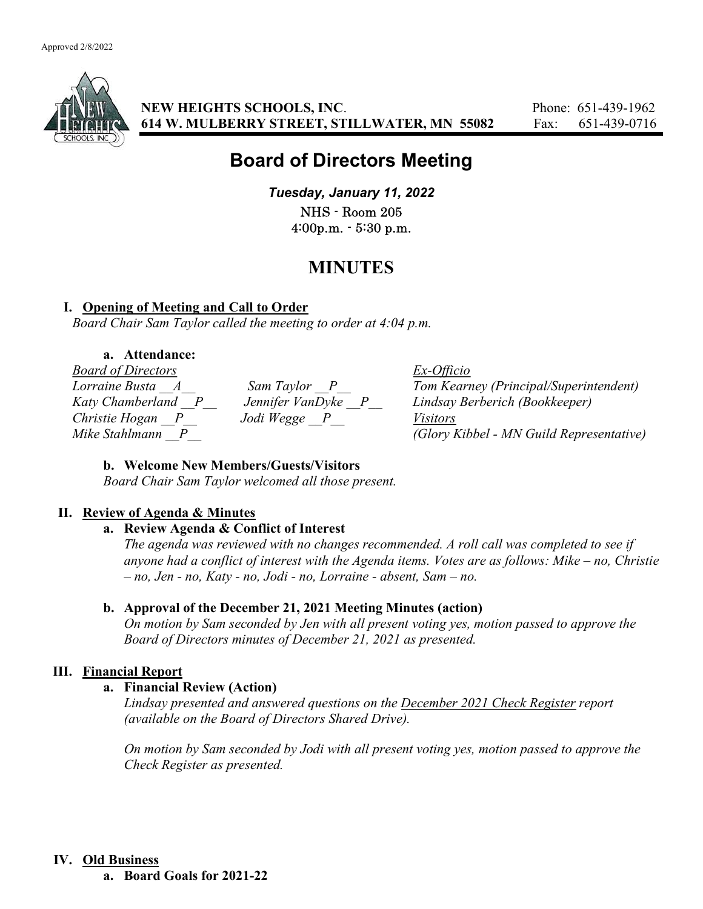Approved 2/8/2022

**NEW HEIGHTS SCHOOLS, INC.**
**614 W. MULBERRY STREET, STILLWATER, MN 55082**

Phone: 651-439-1962
Fax: 651-439-0716

# Board of Directors Meeting

***Tuesday, January 11, 2022***

NHS - Room 205
4:00p.m. - 5:30 p.m.

# MINUTES

## I. Opening of Meeting and Call to Order

*Board Chair Sam Taylor called the meeting to order at 4:04 p.m.*

### a. Attendance:

| *Board of Directors* | | *Ex-Officio* |
|---|---|---|
| *Lorraine Busta \_\_A\_\_* | *Sam Taylor \_\_P\_\_* | *Tom Kearney (Principal/Superintendent)* |
| *Katy Chamberland \_\_P\_\_* | *Jennifer VanDyke \_\_P\_\_* | *Lindsay Berberich (Bookkeeper)* |
| *Christie Hogan \_\_P\_\_* | *Jodi Wegge \_\_P\_\_* | *Visitors* |
| *Mike Stahlmann \_\_P\_\_* | | *(Glory Kibbel - MN Guild Representative)* |

### b. Welcome New Members/Guests/Visitors

*Board Chair Sam Taylor welcomed all those present.*

## II. Review of Agenda & Minutes

### a. Review Agenda & Conflict of Interest

*The agenda was reviewed with no changes recommended. A roll call was completed to see if anyone had a conflict of interest with the Agenda items. Votes are as follows: Mike – no, Christie – no, Jen - no, Katy - no, Jodi - no, Lorraine - absent, Sam – no.*

### b. Approval of the December 21, 2021 Meeting Minutes (action)

*On motion by Sam seconded by Jen with all present voting yes, motion passed to approve the Board of Directors minutes of December 21, 2021 as presented.*

## III. Financial Report

### a. Financial Review (Action)

*Lindsay presented and answered questions on the December 2021 Check Register report (available on the Board of Directors Shared Drive).*

*On motion by Sam seconded by Jodi with all present voting yes, motion passed to approve the Check Register as presented.*

## IV. Old Business

### a. Board Goals for 2021-22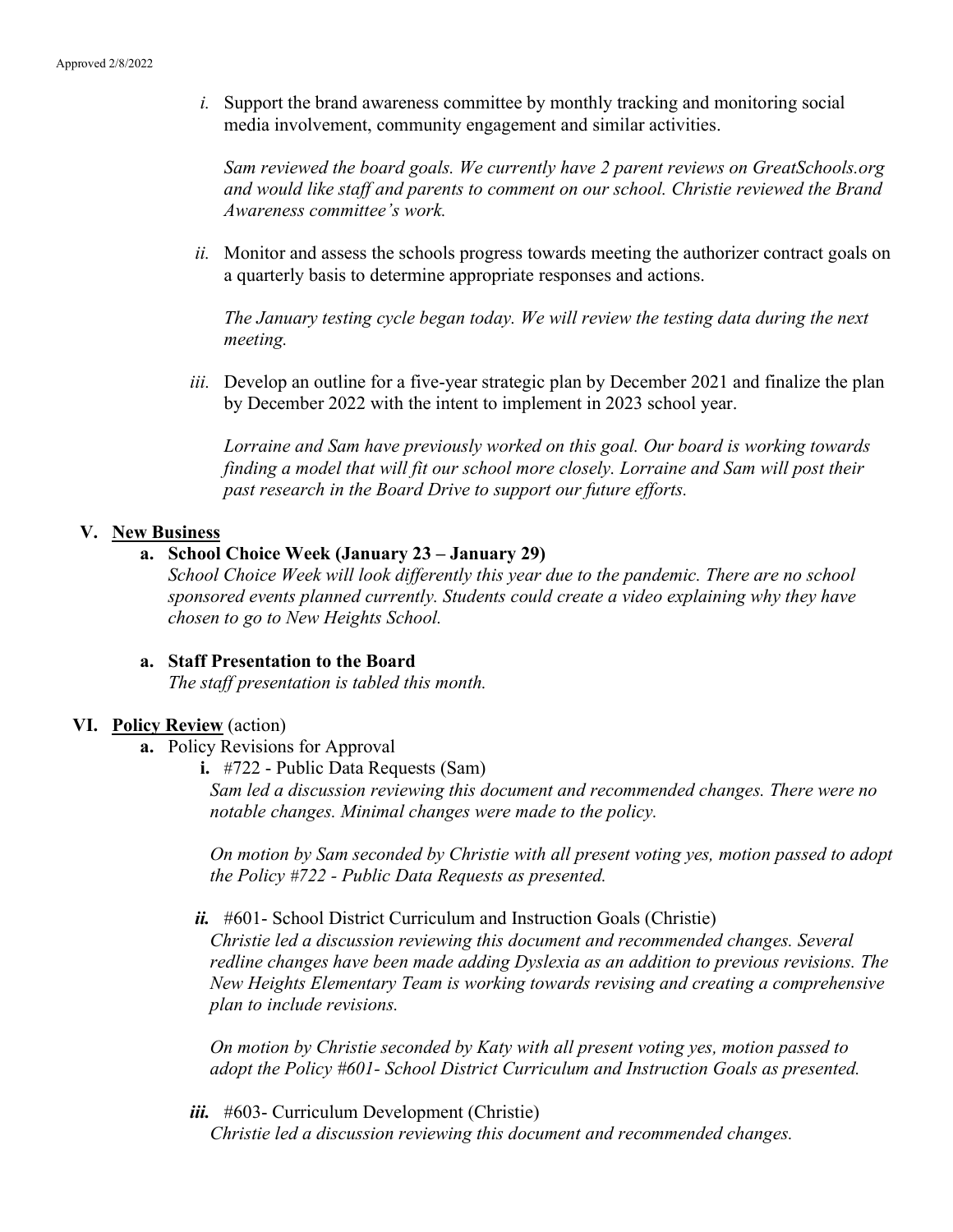*i.* Support the brand awareness committee by monthly tracking and monitoring social media involvement, community engagement and similar activities.

*Sam reviewed the board goals. We currently have 2 parent reviews on GreatSchools.org and would like staff and parents to comment on our school. Christie reviewed the Brand Awareness committee's work.*

*ii.* Monitor and assess the schools progress towards meeting the authorizer contract goals on a quarterly basis to determine appropriate responses and actions.

*The January testing cycle began today. We will review the testing data during the next meeting.*

*iii.* Develop an outline for a five-year strategic plan by December 2021 and finalize the plan by December 2022 with the intent to implement in 2023 school year.

*Lorraine and Sam have previously worked on this goal. Our board is working towards finding a model that will fit our school more closely. Lorraine and Sam will post their past research in the Board Drive to support our future efforts.*

## V. New Business

**a. School Choice Week (January 23 – January 29)**

*School Choice Week will look differently this year due to the pandemic. There are no school sponsored events planned currently. Students could create a video explaining why they have chosen to go to New Heights School.*

**a. Staff Presentation to the Board**

*The staff presentation is tabled this month.*

## VI. Policy Review (action)

**a.** Policy Revisions for Approval

**i.** #722 - Public Data Requests (Sam)

*Sam led a discussion reviewing this document and recommended changes. There were no notable changes. Minimal changes were made to the policy.*

*On motion by Sam seconded by Christie with all present voting yes, motion passed to adopt the Policy #722 - Public Data Requests as presented.*

***ii.*** #601- School District Curriculum and Instruction Goals (Christie)

*Christie led a discussion reviewing this document and recommended changes. Several redline changes have been made adding Dyslexia as an addition to previous revisions. The New Heights Elementary Team is working towards revising and creating a comprehensive plan to include revisions.*

*On motion by Christie seconded by Katy with all present voting yes, motion passed to adopt the Policy #601- School District Curriculum and Instruction Goals as presented.*

***iii.*** #603- Curriculum Development (Christie)

*Christie led a discussion reviewing this document and recommended changes.*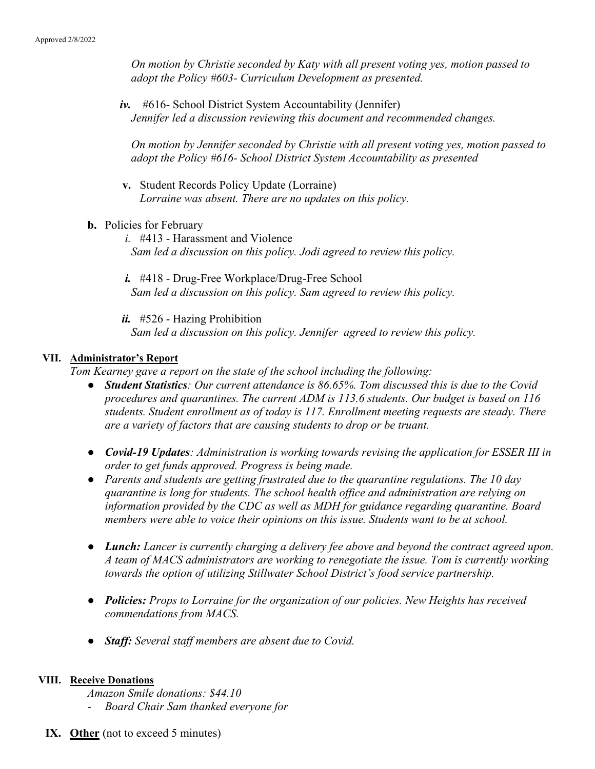*On motion by Christie seconded by Katy with all present voting yes, motion passed to adopt the Policy #603- Curriculum Development as presented.*

***iv.*** #616- School District System Accountability (Jennifer)
*Jennifer led a discussion reviewing this document and recommended changes.*

*On motion by Jennifer seconded by Christie with all present voting yes, motion passed to adopt the Policy #616- School District System Accountability as presented*

**v.** Student Records Policy Update (Lorraine)
*Lorraine was absent. There are no updates on this policy.*

**b.** Policies for February

*i.* #413 - Harassment and Violence
*Sam led a discussion on this policy. Jodi agreed to review this policy.*

***i.*** #418 - Drug-Free Workplace/Drug-Free School
*Sam led a discussion on this policy. Sam agreed to review this policy.*

***ii.*** #526 - Hazing Prohibition
*Sam led a discussion on this policy. Jennifer agreed to review this policy.*

## VII. Administrator's Report

*Tom Kearney gave a report on the state of the school including the following:*

- ***Student Statistics****: Our current attendance is 86.65%. Tom discussed this is due to the Covid procedures and quarantines. The current ADM is 113.6 students. Our budget is based on 116 students. Student enrollment as of today is 117. Enrollment meeting requests are steady. There are a variety of factors that are causing students to drop or be truant.*
- ***Covid-19 Updates****: Administration is working towards revising the application for ESSER III in order to get funds approved. Progress is being made.*
- *Parents and students are getting frustrated due to the quarantine regulations. The 10 day quarantine is long for students. The school health office and administration are relying on information provided by the CDC as well as MDH for guidance regarding quarantine. Board members were able to voice their opinions on this issue. Students want to be at school.*
- ***Lunch:*** *Lancer is currently charging a delivery fee above and beyond the contract agreed upon. A team of MACS administrators are working to renegotiate the issue. Tom is currently working towards the option of utilizing Stillwater School District's food service partnership.*
- ***Policies:*** *Props to Lorraine for the organization of our policies. New Heights has received commendations from MACS.*
- ***Staff:*** *Several staff members are absent due to Covid.*

## VIII. Receive Donations

*Amazon Smile donations: $44.10*

- *Board Chair Sam thanked everyone for*

## IX. Other (not to exceed 5 minutes)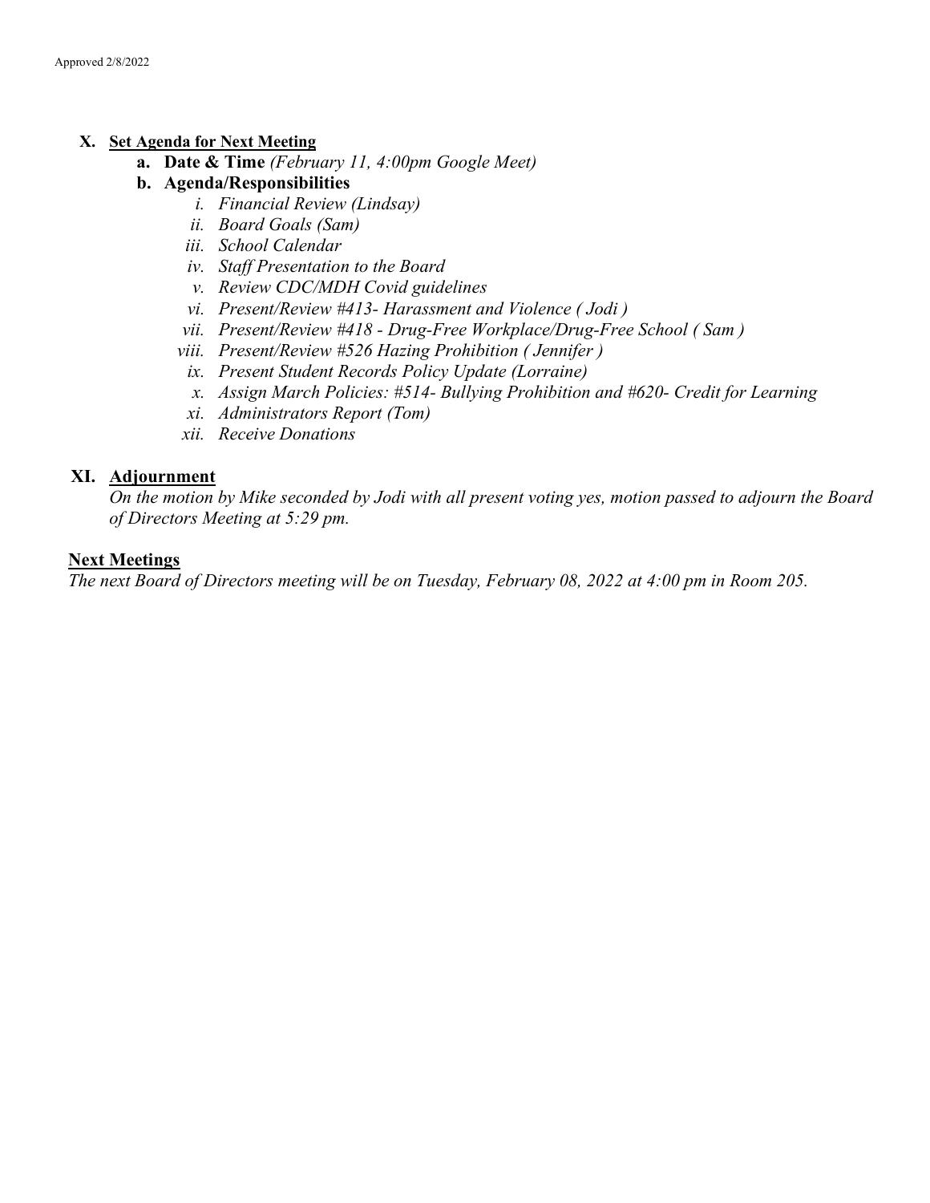## X. Set Agenda for Next Meeting

**a. Date & Time** *(February 11, 4:00pm Google Meet)*

**b. Agenda/Responsibilities**

- *i. Financial Review (Lindsay)*
- *ii. Board Goals (Sam)*
- *iii. School Calendar*
- *iv. Staff Presentation to the Board*
- *v. Review CDC/MDH Covid guidelines*
- *vi. Present/Review #413- Harassment and Violence ( Jodi )*
- *vii. Present/Review #418 - Drug-Free Workplace/Drug-Free School ( Sam )*
- *viii. Present/Review #526 Hazing Prohibition ( Jennifer )*
- *ix. Present Student Records Policy Update (Lorraine)*
- *x. Assign March Policies: #514- Bullying Prohibition and #620- Credit for Learning*
- *xi. Administrators Report (Tom)*
- *xii. Receive Donations*

## XI. Adjournment

*On the motion by Mike seconded by Jodi with all present voting yes, motion passed to adjourn the Board of Directors Meeting at 5:29 pm.*

## Next Meetings

*The next Board of Directors meeting will be on Tuesday, February 08, 2022 at 4:00 pm in Room 205.*